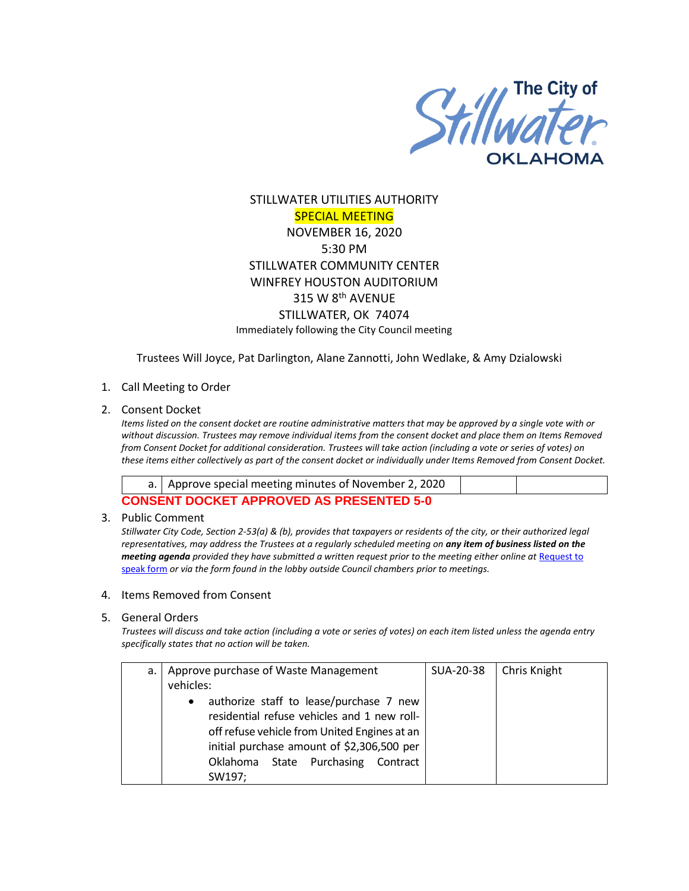The City of Stillwater OKLAHOMA

STILLWATER UTILITIES AUTHORITY
SPECIAL MEETING
NOVEMBER 16, 2020
5:30 PM
STILLWATER COMMUNITY CENTER
WINFREY HOUSTON AUDITORIUM
315 W 8th AVENUE
STILLWATER, OK 74074
Immediately following the City Council meeting

Trustees Will Joyce, Pat Darlington, Alane Zannotti, John Wedlake, & Amy Dzialowski

1. Call Meeting to Order

2. Consent Docket

   *Items listed on the consent docket are routine administrative matters that may be approved by a single vote with or without discussion. Trustees may remove individual items from the consent docket and place them on Items Removed from Consent Docket for additional consideration. Trustees will take action (including a vote or series of votes) on these items either collectively as part of the consent docket or individually under Items Removed from Consent Docket.*

| a. | Approve special meeting minutes of November 2, 2020 | | |
|---|---|---|---|

**CONSENT DOCKET APPROVED AS PRESENTED 5-0**

3. Public Comment

   *Stillwater City Code, Section 2-53(a) & (b), provides that taxpayers or residents of the city, or their authorized legal representatives, may address the Trustees at a regularly scheduled meeting on* ***any item of business listed on the meeting agenda*** *provided they have submitted a written request prior to the meeting either online at* [Request to speak form] *or via the form found in the lobby outside Council chambers prior to meetings.*

4. Items Removed from Consent

5. General Orders

   *Trustees will discuss and take action (including a vote or series of votes) on each item listed unless the agenda entry specifically states that no action will be taken.*

| a. | Approve purchase of Waste Management vehicles:<br>• authorize staff to lease/purchase 7 new residential refuse vehicles and 1 new roll-off refuse vehicle from United Engines at an initial purchase amount of $2,306,500 per Oklahoma State Purchasing Contract SW197; | SUA-20-38 | Chris Knight |
|---|---|---|---|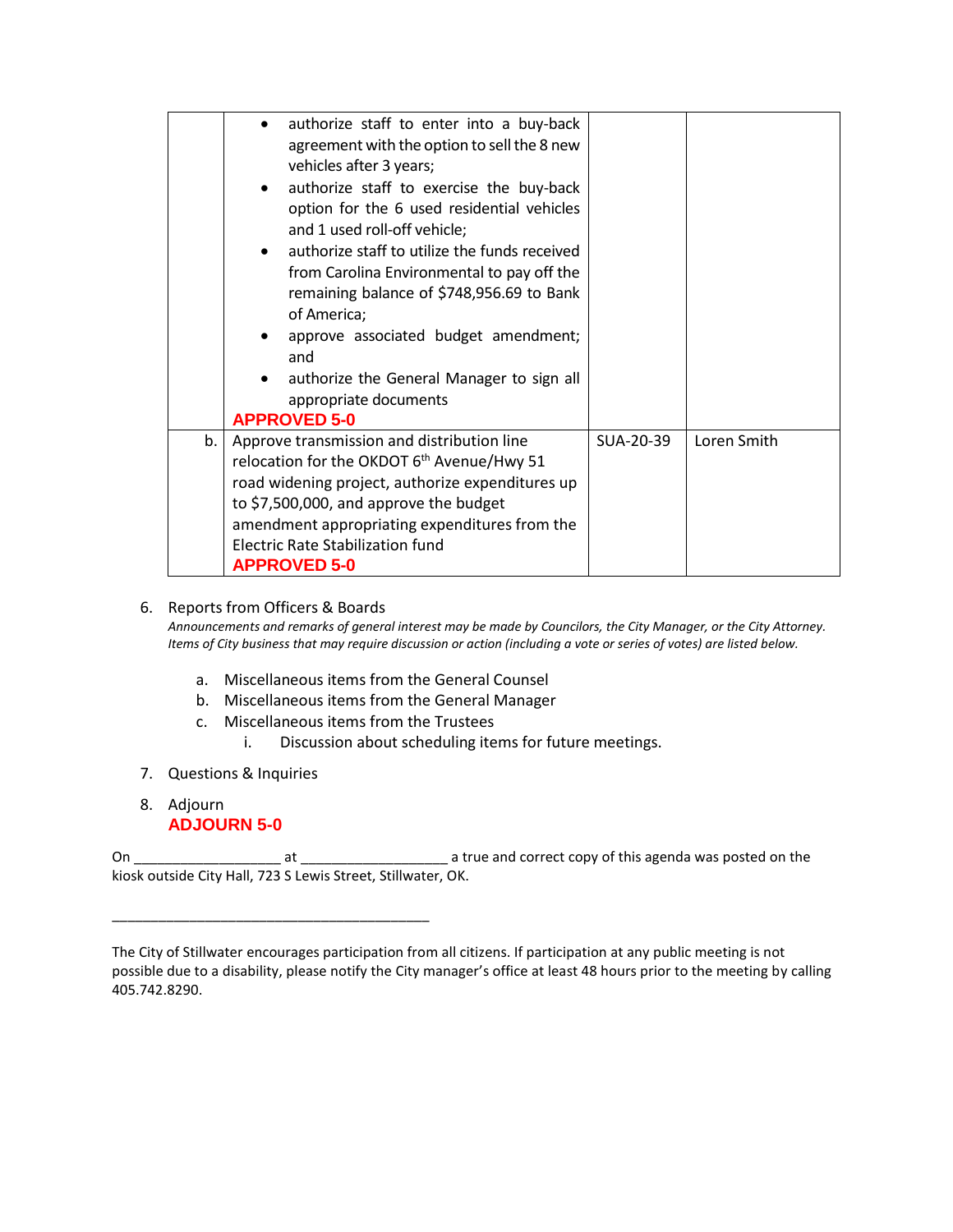| | | | |
|---|---|---|---|
| | • authorize staff to enter into a buy-back agreement with the option to sell the 8 new vehicles after 3 years;<br>• authorize staff to exercise the buy-back option for the 6 used residential vehicles and 1 used roll-off vehicle;<br>• authorize staff to utilize the funds received from Carolina Environmental to pay off the remaining balance of $748,956.69 to Bank of America;<br>• approve associated budget amendment; and<br>• authorize the General Manager to sign all appropriate documents<br>**APPROVED 5-0** | | |
| b. | Approve transmission and distribution line relocation for the OKDOT 6th Avenue/Hwy 51 road widening project, authorize expenditures up to $7,500,000, and approve the budget amendment appropriating expenditures from the Electric Rate Stabilization fund<br>**APPROVED 5-0** | SUA-20-39 | Loren Smith |

6. Reports from Officers & Boards

   *Announcements and remarks of general interest may be made by Councilors, the City Manager, or the City Attorney. Items of City business that may require discussion or action (including a vote or series of votes) are listed below.*

   a. Miscellaneous items from the General Counsel
   b. Miscellaneous items from the General Manager
   c. Miscellaneous items from the Trustees
      i. Discussion about scheduling items for future meetings.

7. Questions & Inquiries

8. Adjourn

   **ADJOURN 5-0**

On ___________________ at ___________________ a true and correct copy of this agenda was posted on the kiosk outside City Hall, 723 S Lewis Street, Stillwater, OK.

_________________________________________

The City of Stillwater encourages participation from all citizens. If participation at any public meeting is not possible due to a disability, please notify the City manager's office at least 48 hours prior to the meeting by calling 405.742.8290.